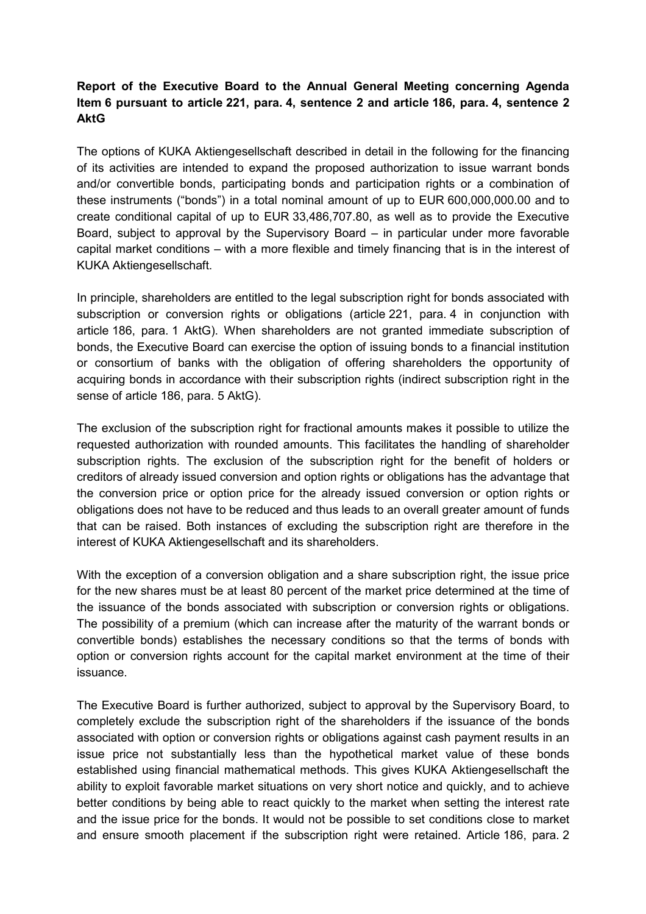**Report of the Executive Board to the Annual General Meeting concerning Agenda Item 6 pursuant to article 221, para. 4, sentence 2 and article 186, para. 4, sentence 2 AktG**

The options of KUKA Aktiengesellschaft described in detail in the following for the financing of its activities are intended to expand the proposed authorization to issue warrant bonds and/or convertible bonds, participating bonds and participation rights or a combination of these instruments ("bonds") in a total nominal amount of up to EUR 600,000,000.00 and to create conditional capital of up to EUR 33,486,707.80, as well as to provide the Executive Board, subject to approval by the Supervisory Board – in particular under more favorable capital market conditions – with a more flexible and timely financing that is in the interest of KUKA Aktiengesellschaft.

In principle, shareholders are entitled to the legal subscription right for bonds associated with subscription or conversion rights or obligations (article 221, para. 4 in conjunction with article 186, para. 1 AktG). When shareholders are not granted immediate subscription of bonds, the Executive Board can exercise the option of issuing bonds to a financial institution or consortium of banks with the obligation of offering shareholders the opportunity of acquiring bonds in accordance with their subscription rights (indirect subscription right in the sense of article 186, para. 5 AktG).

The exclusion of the subscription right for fractional amounts makes it possible to utilize the requested authorization with rounded amounts. This facilitates the handling of shareholder subscription rights. The exclusion of the subscription right for the benefit of holders or creditors of already issued conversion and option rights or obligations has the advantage that the conversion price or option price for the already issued conversion or option rights or obligations does not have to be reduced and thus leads to an overall greater amount of funds that can be raised. Both instances of excluding the subscription right are therefore in the interest of KUKA Aktiengesellschaft and its shareholders.

With the exception of a conversion obligation and a share subscription right, the issue price for the new shares must be at least 80 percent of the market price determined at the time of the issuance of the bonds associated with subscription or conversion rights or obligations. The possibility of a premium (which can increase after the maturity of the warrant bonds or convertible bonds) establishes the necessary conditions so that the terms of bonds with option or conversion rights account for the capital market environment at the time of their issuance.

The Executive Board is further authorized, subject to approval by the Supervisory Board, to completely exclude the subscription right of the shareholders if the issuance of the bonds associated with option or conversion rights or obligations against cash payment results in an issue price not substantially less than the hypothetical market value of these bonds established using financial mathematical methods. This gives KUKA Aktiengesellschaft the ability to exploit favorable market situations on very short notice and quickly, and to achieve better conditions by being able to react quickly to the market when setting the interest rate and the issue price for the bonds. It would not be possible to set conditions close to market and ensure smooth placement if the subscription right were retained. Article 186, para. 2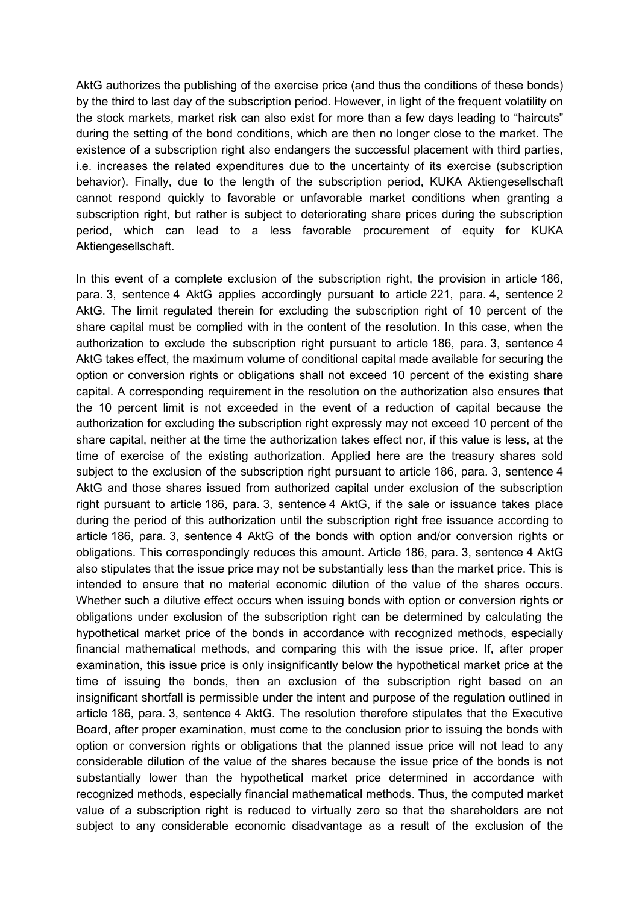AktG authorizes the publishing of the exercise price (and thus the conditions of these bonds) by the third to last day of the subscription period. However, in light of the frequent volatility on the stock markets, market risk can also exist for more than a few days leading to "haircuts" during the setting of the bond conditions, which are then no longer close to the market. The existence of a subscription right also endangers the successful placement with third parties, i.e. increases the related expenditures due to the uncertainty of its exercise (subscription behavior). Finally, due to the length of the subscription period, KUKA Aktiengesellschaft cannot respond quickly to favorable or unfavorable market conditions when granting a subscription right, but rather is subject to deteriorating share prices during the subscription period, which can lead to a less favorable procurement of equity for KUKA Aktiengesellschaft.

In this event of a complete exclusion of the subscription right, the provision in article 186, para. 3, sentence 4 AktG applies accordingly pursuant to article 221, para. 4, sentence 2 AktG. The limit regulated therein for excluding the subscription right of 10 percent of the share capital must be complied with in the content of the resolution. In this case, when the authorization to exclude the subscription right pursuant to article 186, para. 3, sentence 4 AktG takes effect, the maximum volume of conditional capital made available for securing the option or conversion rights or obligations shall not exceed 10 percent of the existing share capital. A corresponding requirement in the resolution on the authorization also ensures that the 10 percent limit is not exceeded in the event of a reduction of capital because the authorization for excluding the subscription right expressly may not exceed 10 percent of the share capital, neither at the time the authorization takes effect nor, if this value is less, at the time of exercise of the existing authorization. Applied here are the treasury shares sold subject to the exclusion of the subscription right pursuant to article 186, para. 3, sentence 4 AktG and those shares issued from authorized capital under exclusion of the subscription right pursuant to article 186, para. 3, sentence 4 AktG, if the sale or issuance takes place during the period of this authorization until the subscription right free issuance according to article 186, para. 3, sentence 4 AktG of the bonds with option and/or conversion rights or obligations. This correspondingly reduces this amount. Article 186, para. 3, sentence 4 AktG also stipulates that the issue price may not be substantially less than the market price. This is intended to ensure that no material economic dilution of the value of the shares occurs. Whether such a dilutive effect occurs when issuing bonds with option or conversion rights or obligations under exclusion of the subscription right can be determined by calculating the hypothetical market price of the bonds in accordance with recognized methods, especially financial mathematical methods, and comparing this with the issue price. If, after proper examination, this issue price is only insignificantly below the hypothetical market price at the time of issuing the bonds, then an exclusion of the subscription right based on an insignificant shortfall is permissible under the intent and purpose of the regulation outlined in article 186, para. 3, sentence 4 AktG. The resolution therefore stipulates that the Executive Board, after proper examination, must come to the conclusion prior to issuing the bonds with option or conversion rights or obligations that the planned issue price will not lead to any considerable dilution of the value of the shares because the issue price of the bonds is not substantially lower than the hypothetical market price determined in accordance with recognized methods, especially financial mathematical methods. Thus, the computed market value of a subscription right is reduced to virtually zero so that the shareholders are not subject to any considerable economic disadvantage as a result of the exclusion of the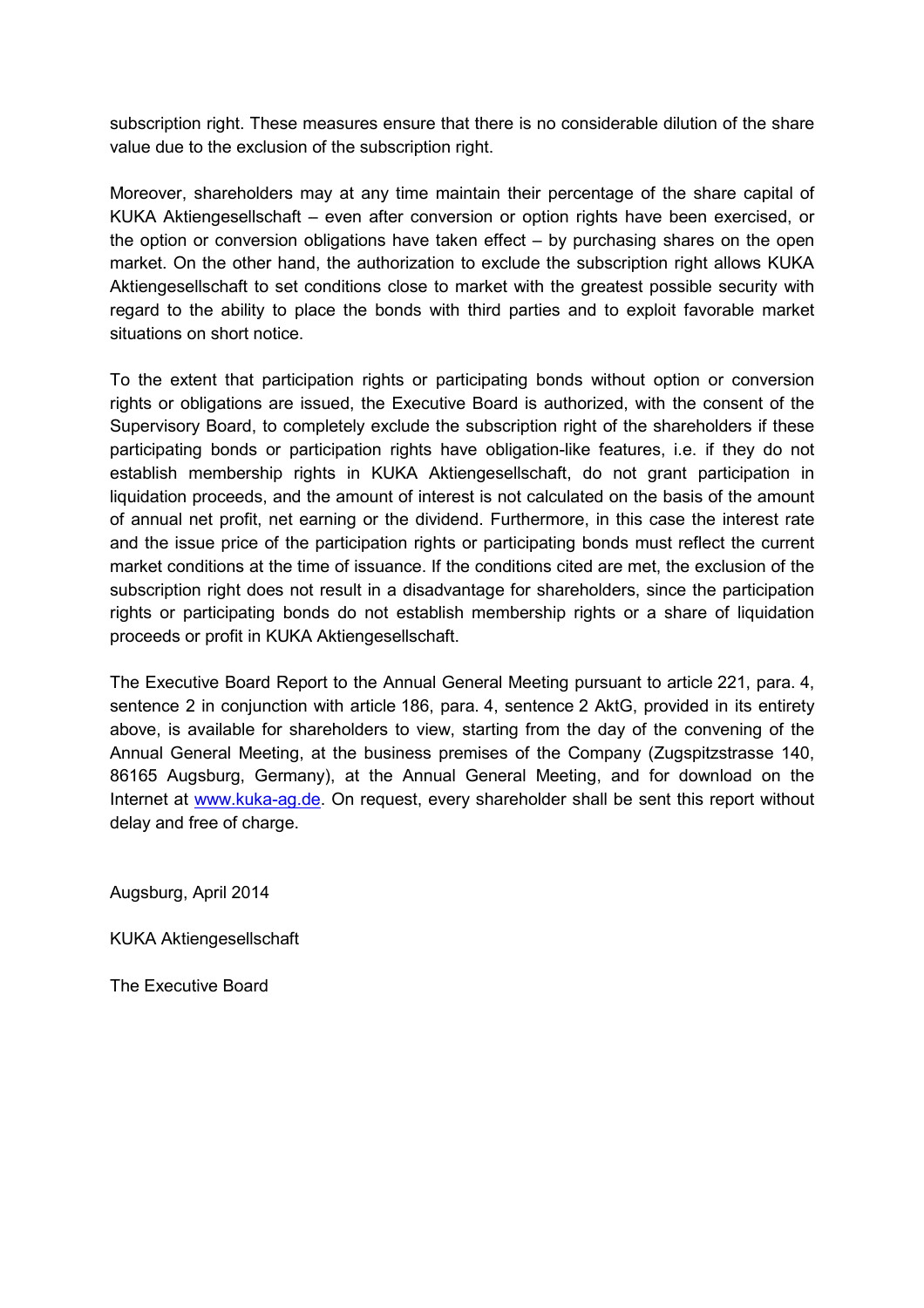subscription right. These measures ensure that there is no considerable dilution of the share value due to the exclusion of the subscription right.

Moreover, shareholders may at any time maintain their percentage of the share capital of KUKA Aktiengesellschaft – even after conversion or option rights have been exercised, or the option or conversion obligations have taken effect – by purchasing shares on the open market. On the other hand, the authorization to exclude the subscription right allows KUKA Aktiengesellschaft to set conditions close to market with the greatest possible security with regard to the ability to place the bonds with third parties and to exploit favorable market situations on short notice.

To the extent that participation rights or participating bonds without option or conversion rights or obligations are issued, the Executive Board is authorized, with the consent of the Supervisory Board, to completely exclude the subscription right of the shareholders if these participating bonds or participation rights have obligation-like features, i.e. if they do not establish membership rights in KUKA Aktiengesellschaft, do not grant participation in liquidation proceeds, and the amount of interest is not calculated on the basis of the amount of annual net profit, net earning or the dividend. Furthermore, in this case the interest rate and the issue price of the participation rights or participating bonds must reflect the current market conditions at the time of issuance. If the conditions cited are met, the exclusion of the subscription right does not result in a disadvantage for shareholders, since the participation rights or participating bonds do not establish membership rights or a share of liquidation proceeds or profit in KUKA Aktiengesellschaft.

The Executive Board Report to the Annual General Meeting pursuant to article 221, para. 4, sentence 2 in conjunction with article 186, para. 4, sentence 2 AktG, provided in its entirety above, is available for shareholders to view, starting from the day of the convening of the Annual General Meeting, at the business premises of the Company (Zugspitzstrasse 140, 86165 Augsburg, Germany), at the Annual General Meeting, and for download on the Internet at www.kuka-ag.de. On request, every shareholder shall be sent this report without delay and free of charge.

Augsburg, April 2014

KUKA Aktiengesellschaft

The Executive Board